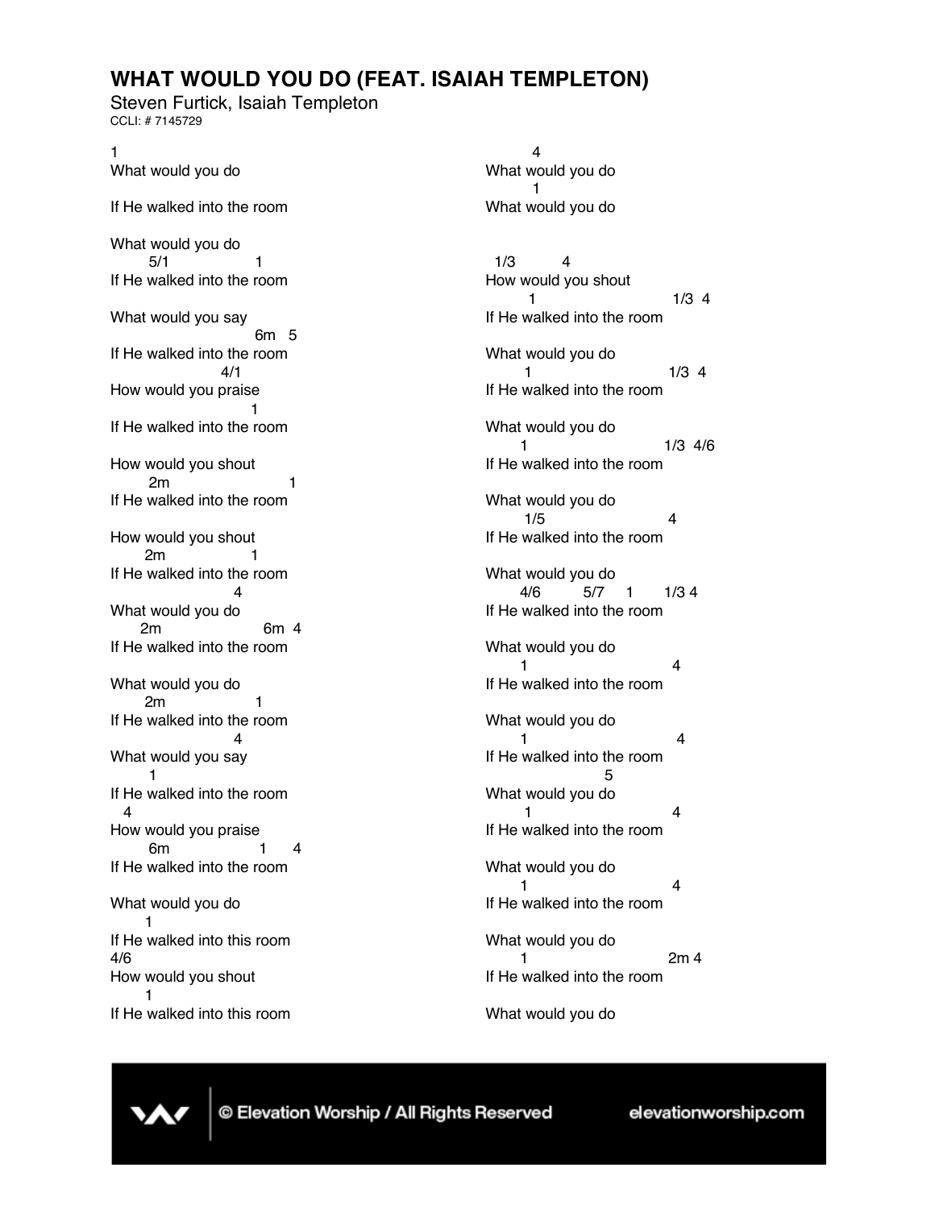# WHAT WOULD YOU DO (FEAT. ISAIAH TEMPLETON)

Steven Furtick, Isaiah Templeton

CCLI: # 7145729

```
1
What would you do

If He walked into the room

What would you do
       5/1                   1
If He walked into the room

What would you say
                              6m   5
If He walked into the room
                       4/1
How would you praise
                              1
If He walked into the room

How would you shout
       2m                           1
If He walked into the room

How would you shout
      2m                    1
If He walked into the room
                       4
What would you do
     2m                      6m  4
If He walked into the room

What would you do
      2m                    1
If He walked into the room
                       4
What would you say
       1
If He walked into the room
   4
How would you praise
       6m                  1      4
If He walked into the room

What would you do
      1
If He walked into this room
4/6
How would you shout
      1
If He walked into this room
```

```
         4
What would you do
         1
What would you do


 1/3          4
How would you shout
        1                          1/3  4
If He walked into the room

What would you do
       1                          1/3  4
If He walked into the room

What would you do
      1                          1/3  4/6
If He walked into the room

What would you do
       1/5                        4
If He walked into the room

What would you do
      4/6         5/7     1      1/3 4
If He walked into the room

What would you do
      1                           4
If He walked into the room

What would you do
      1                            4
If He walked into the room
                        5
What would you do
       1                          4
If He walked into the room

What would you do
      1                           4
If He walked into the room

What would you do
      1                          2m 4
If He walked into the room

What would you do
```

© Elevation Worship / All Rights Reserved

elevationworship.com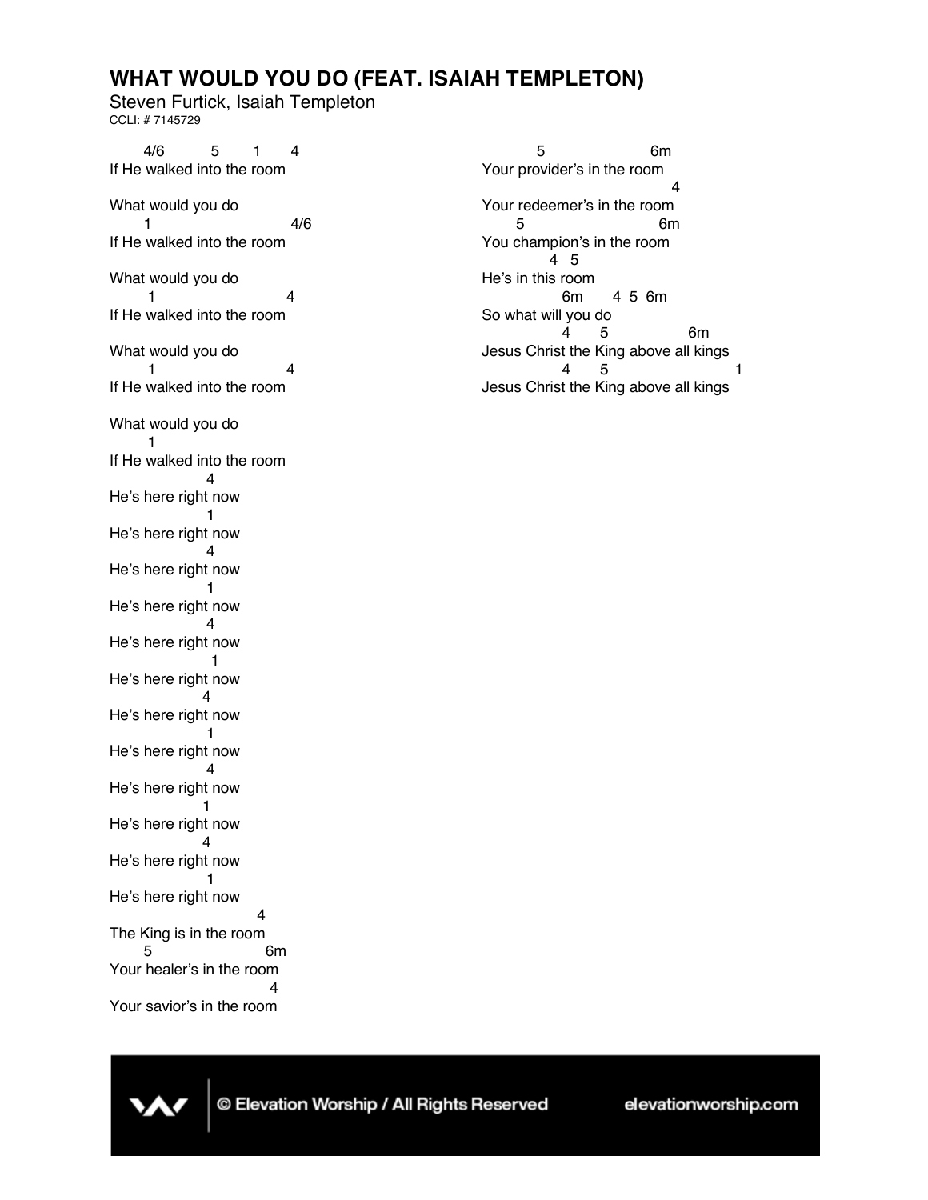# WHAT WOULD YOU DO (FEAT. ISAIAH TEMPLETON)

Steven Furtick, Isaiah Templeton
CCLI: # 7145729

```
       4/6          5       1       4
If He walked into the room

What would you do
        1                          4/6
If He walked into the room

What would you do
        1                          4
If He walked into the room

What would you do
        1                          4
If He walked into the room

What would you do
        1
If He walked into the room
                  4
He's here right now
                  1
He's here right now
                  4
He's here right now
                  1
He's here right now
                  4
He's here right now
                   1
He's here right now
                 4
He's here right now
                  1
He's here right now
                  4
He's here right now
                 1
He's here right now
                 4
He's here right now
                  1
He's here right now
                           4
The King is in the room
      5                    6m
Your healer's in the room
                             4
Your savior's in the room
```

```
          5                      6m
Your provider's in the room
                                    4
Your redeemer's in the room
      5                       6m
You champion's in the room
            4   5
He's in this room
              6m      4  5  6m
So what will you do
              4      5                6m
Jesus Christ the King above all kings
              4      5                           1
Jesus Christ the King above all kings
```